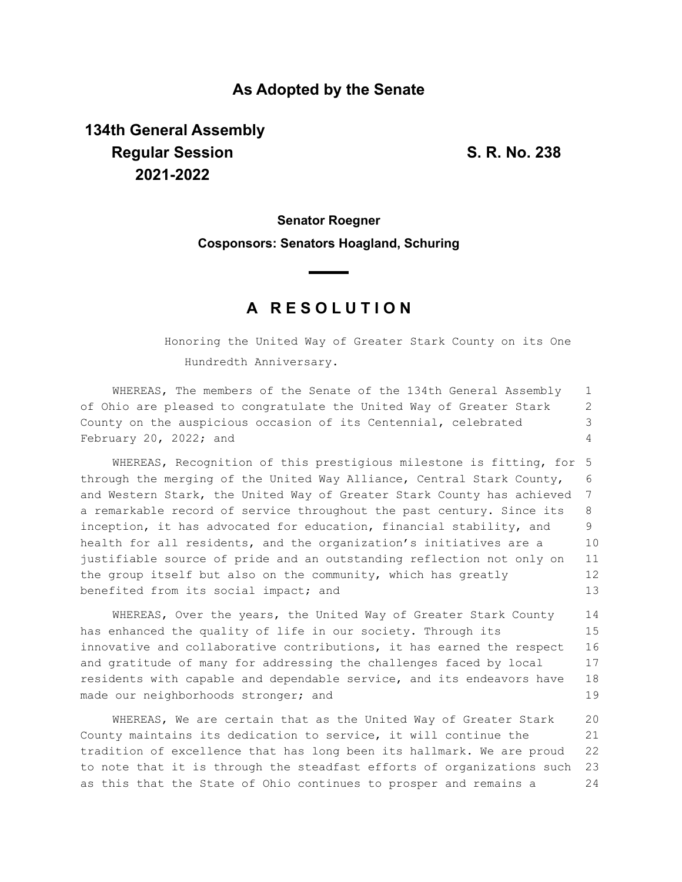**As Adopted by the Senate**

**134th General Assembly**
**Regular Session**
**2021-2022**

**S. R. No. 238**

**Senator Roegner**

**Cosponsors: Senators Hoagland, Schuring**

# A R E S O L U T I O N

Honoring the United Way of Greater Stark County on its One Hundredth Anniversary.

WHEREAS, The members of the Senate of the 134th General Assembly of Ohio are pleased to congratulate the United Way of Greater Stark County on the auspicious occasion of its Centennial, celebrated February 20, 2022; and

WHEREAS, Recognition of this prestigious milestone is fitting, for through the merging of the United Way Alliance, Central Stark County, and Western Stark, the United Way of Greater Stark County has achieved a remarkable record of service throughout the past century. Since its inception, it has advocated for education, financial stability, and health for all residents, and the organization's initiatives are a justifiable source of pride and an outstanding reflection not only on the group itself but also on the community, which has greatly benefited from its social impact; and

WHEREAS, Over the years, the United Way of Greater Stark County has enhanced the quality of life in our society. Through its innovative and collaborative contributions, it has earned the respect and gratitude of many for addressing the challenges faced by local residents with capable and dependable service, and its endeavors have made our neighborhoods stronger; and

WHEREAS, We are certain that as the United Way of Greater Stark County maintains its dedication to service, it will continue the tradition of excellence that has long been its hallmark. We are proud to note that it is through the steadfast efforts of organizations such as this that the State of Ohio continues to prosper and remains a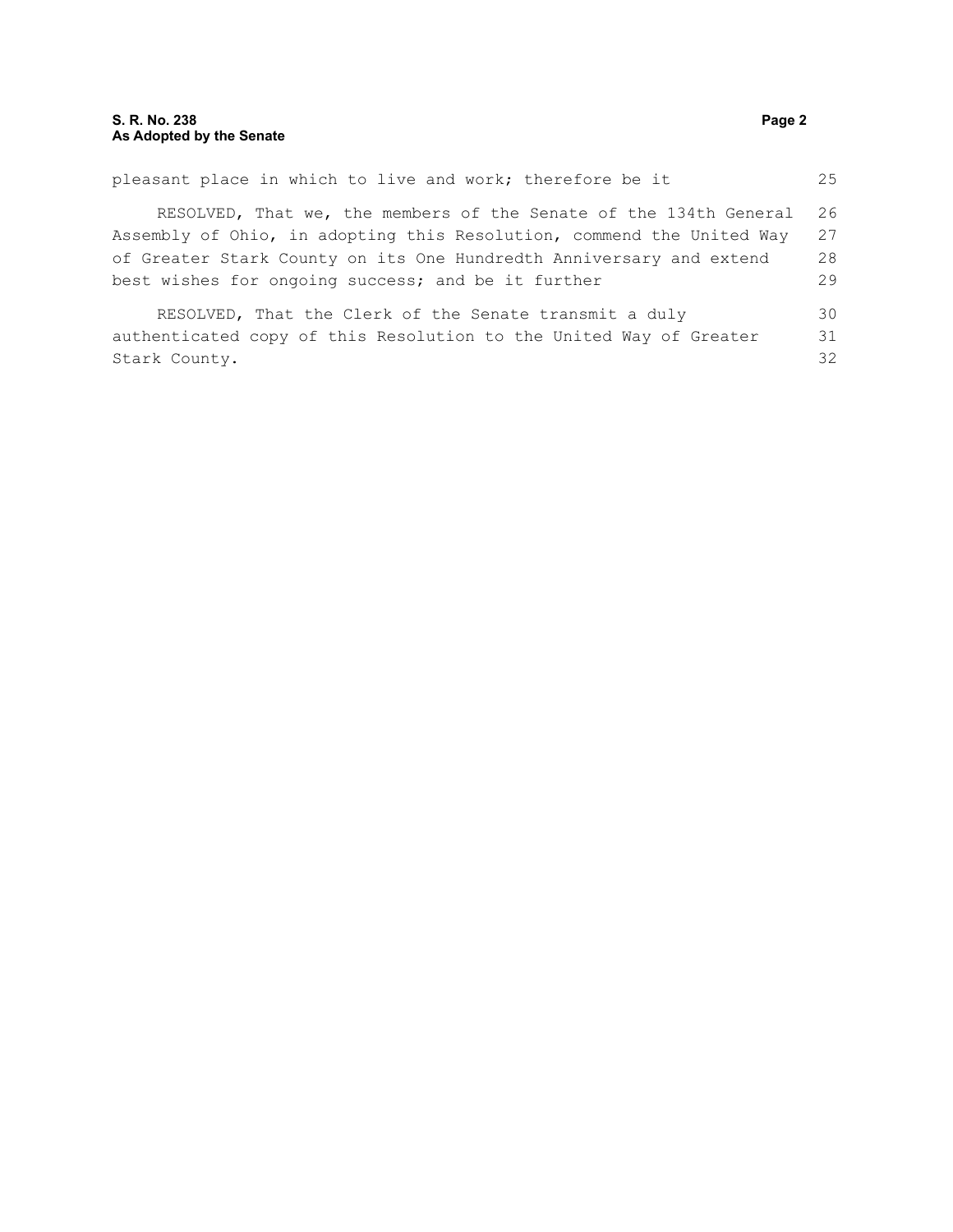pleasant place in which to live and work; therefore be it

RESOLVED, That we, the members of the Senate of the 134th General Assembly of Ohio, in adopting this Resolution, commend the United Way of Greater Stark County on its One Hundredth Anniversary and extend best wishes for ongoing success; and be it further

RESOLVED, That the Clerk of the Senate transmit a duly authenticated copy of this Resolution to the United Way of Greater Stark County.